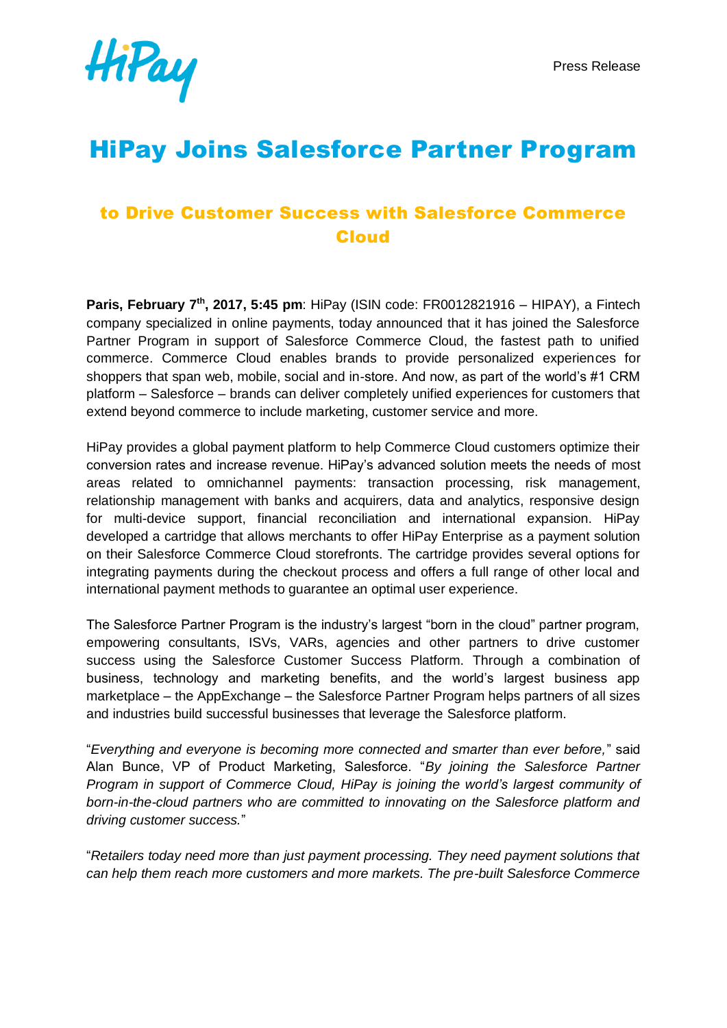HiPay

Press Release

# HiPay Joins Salesforce Partner Program

## to Drive Customer Success with Salesforce Commerce Cloud

**Paris, February 7th, 2017, 5:45 pm**: HiPay (ISIN code: FR0012821916 – HIPAY), a Fintech company specialized in online payments, today announced that it has joined the Salesforce Partner Program in support of Salesforce Commerce Cloud, the fastest path to unified commerce. Commerce Cloud enables brands to provide personalized experiences for shoppers that span web, mobile, social and in-store. And now, as part of the world's #1 CRM platform – Salesforce – brands can deliver completely unified experiences for customers that extend beyond commerce to include marketing, customer service and more.

HiPay provides a global payment platform to help Commerce Cloud customers optimize their conversion rates and increase revenue. HiPay's advanced solution meets the needs of most areas related to omnichannel payments: transaction processing, risk management, relationship management with banks and acquirers, data and analytics, responsive design for multi-device support, financial reconciliation and international expansion. HiPay developed a cartridge that allows merchants to offer HiPay Enterprise as a payment solution on their Salesforce Commerce Cloud storefronts. The cartridge provides several options for integrating payments during the checkout process and offers a full range of other local and international payment methods to guarantee an optimal user experience.

The Salesforce Partner Program is the industry's largest "born in the cloud" partner program, empowering consultants, ISVs, VARs, agencies and other partners to drive customer success using the Salesforce Customer Success Platform. Through a combination of business, technology and marketing benefits, and the world's largest business app marketplace – the AppExchange – the Salesforce Partner Program helps partners of all sizes and industries build successful businesses that leverage the Salesforce platform.

"*Everything and everyone is becoming more connected and smarter than ever before,*" said Alan Bunce, VP of Product Marketing, Salesforce. "*By joining the Salesforce Partner Program in support of Commerce Cloud, HiPay is joining the world's largest community of born-in-the-cloud partners who are committed to innovating on the Salesforce platform and driving customer success.*"

"*Retailers today need more than just payment processing. They need payment solutions that can help them reach more customers and more markets. The pre-built Salesforce Commerce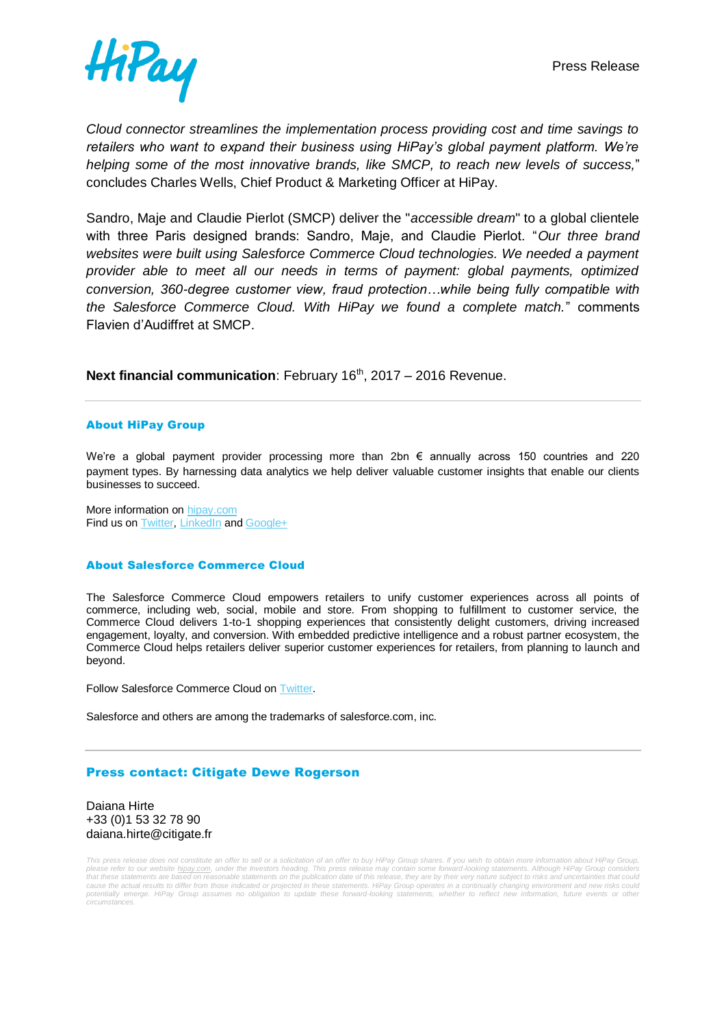*Cloud connector streamlines the implementation process providing cost and time savings to retailers who want to expand their business using HiPay's global payment platform. We're helping some of the most innovative brands, like SMCP, to reach new levels of success,*" concludes Charles Wells, Chief Product & Marketing Officer at HiPay.

Sandro, Maje and Claudie Pierlot (SMCP) deliver the "*accessible dream*" to a global clientele with three Paris designed brands: Sandro, Maje, and Claudie Pierlot. "*Our three brand websites were built using Salesforce Commerce Cloud technologies. We needed a payment provider able to meet all our needs in terms of payment: global payments, optimized conversion, 360-degree customer view, fraud protection…while being fully compatible with the Salesforce Commerce Cloud. With HiPay we found a complete match.*" comments Flavien d'Audiffret at SMCP.

**Next financial communication**: February 16th, 2017 – 2016 Revenue.

---

### About HiPay Group

We're a global payment provider processing more than 2bn € annually across 150 countries and 220 payment types. By harnessing data analytics we help deliver valuable customer insights that enable our clients businesses to succeed.

More information on hipay.com
Find us on Twitter, LinkedIn and Google+

### About Salesforce Commerce Cloud

The Salesforce Commerce Cloud empowers retailers to unify customer experiences across all points of commerce, including web, social, mobile and store. From shopping to fulfillment to customer service, the Commerce Cloud delivers 1-to-1 shopping experiences that consistently delight customers, driving increased engagement, loyalty, and conversion. With embedded predictive intelligence and a robust partner ecosystem, the Commerce Cloud helps retailers deliver superior customer experiences for retailers, from planning to launch and beyond.

Follow Salesforce Commerce Cloud on Twitter.

Salesforce and others are among the trademarks of salesforce.com, inc.

---

### Press contact: Citigate Dewe Rogerson

Daiana Hirte
+33 (0)1 53 32 78 90
daiana.hirte@citigate.fr

*This press release does not constitute an offer to sell or a solicitation of an offer to buy HiPay Group shares. If you wish to obtain more information about HiPay Group, please refer to our website hipay.com, under the Investors heading. This press release may contain some forward-looking statements. Although HiPay Group considers that these statements are based on reasonable statements on the publication date of this release, they are by their very nature subject to risks and uncertainties that could cause the actual results to differ from those indicated or projected in these statements. HiPay Group operates in a continually changing environment and new risks could potentially emerge. HiPay Group assumes no obligation to update these forward-looking statements, whether to reflect new information, future events or other circumstances.*